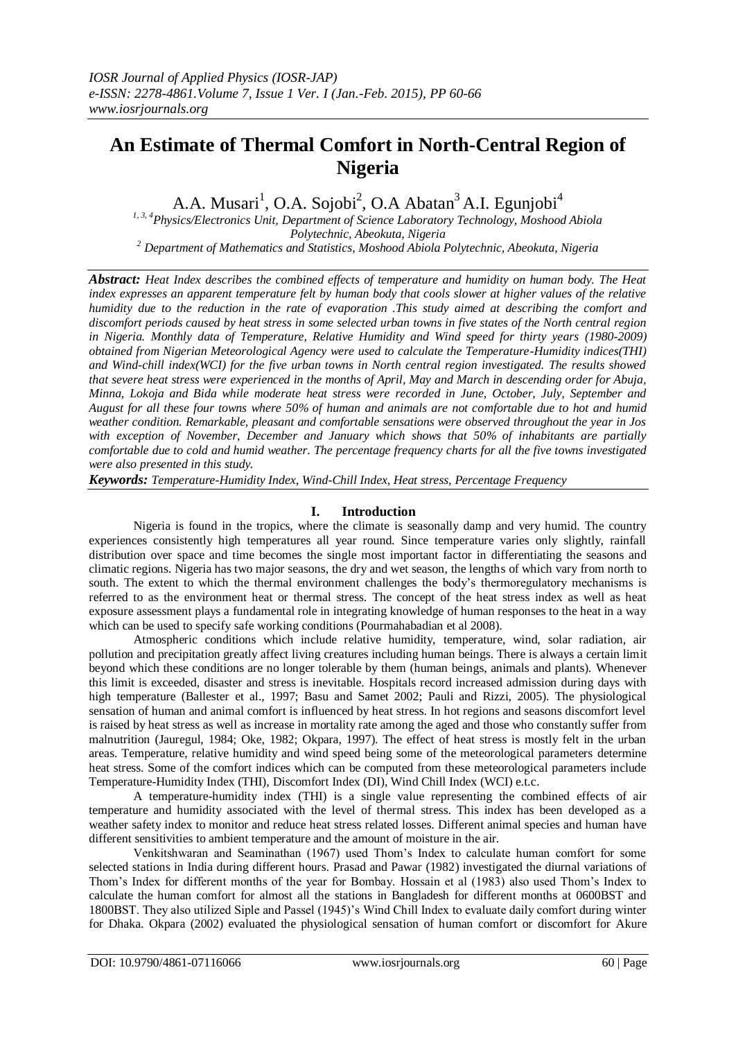# An Estimate of Thermal Comfort in North-Central Region of Nigeria

A.A. Musari[1], O.A. Sojobi[2], O.A Abatan[3] A.I. Egunjobi[4]

[1, 3, 4]*Physics/Electronics Unit, Department of Science Laboratory Technology, Moshood Abiola Polytechnic, Abeokuta, Nigeria*

[2] *Department of Mathematics and Statistics, Moshood Abiola Polytechnic, Abeokuta, Nigeria*

***Abstract:*** *Heat Index describes the combined effects of temperature and humidity on human body. The Heat index expresses an apparent temperature felt by human body that cools slower at higher values of the relative humidity due to the reduction in the rate of evaporation .This study aimed at describing the comfort and discomfort periods caused by heat stress in some selected urban towns in five states of the North central region in Nigeria. Monthly data of Temperature, Relative Humidity and Wind speed for thirty years (1980-2009) obtained from Nigerian Meteorological Agency were used to calculate the Temperature-Humidity indices(THI) and Wind-chill index(WCI) for the five urban towns in North central region investigated. The results showed that severe heat stress were experienced in the months of April, May and March in descending order for Abuja, Minna, Lokoja and Bida while moderate heat stress were recorded in June, October, July, September and August for all these four towns where 50% of human and animals are not comfortable due to hot and humid weather condition. Remarkable, pleasant and comfortable sensations were observed throughout the year in Jos with exception of November, December and January which shows that 50% of inhabitants are partially comfortable due to cold and humid weather. The percentage frequency charts for all the five towns investigated were also presented in this study.*

***Keywords:*** *Temperature-Humidity Index, Wind-Chill Index, Heat stress, Percentage Frequency*

## I. Introduction

Nigeria is found in the tropics, where the climate is seasonally damp and very humid. The country experiences consistently high temperatures all year round. Since temperature varies only slightly, rainfall distribution over space and time becomes the single most important factor in differentiating the seasons and climatic regions. Nigeria has two major seasons, the dry and wet season, the lengths of which vary from north to south. The extent to which the thermal environment challenges the body's thermoregulatory mechanisms is referred to as the environment heat or thermal stress. The concept of the heat stress index as well as heat exposure assessment plays a fundamental role in integrating knowledge of human responses to the heat in a way which can be used to specify safe working conditions (Pourmahabadian et al 2008).

Atmospheric conditions which include relative humidity, temperature, wind, solar radiation, air pollution and precipitation greatly affect living creatures including human beings. There is always a certain limit beyond which these conditions are no longer tolerable by them (human beings, animals and plants). Whenever this limit is exceeded, disaster and stress is inevitable. Hospitals record increased admission during days with high temperature (Ballester et al., 1997; Basu and Samet 2002; Pauli and Rizzi, 2005). The physiological sensation of human and animal comfort is influenced by heat stress. In hot regions and seasons discomfort level is raised by heat stress as well as increase in mortality rate among the aged and those who constantly suffer from malnutrition (Jauregul, 1984; Oke, 1982; Okpara, 1997). The effect of heat stress is mostly felt in the urban areas. Temperature, relative humidity and wind speed being some of the meteorological parameters determine heat stress. Some of the comfort indices which can be computed from these meteorological parameters include Temperature-Humidity Index (THI), Discomfort Index (DI), Wind Chill Index (WCI) e.t.c.

A temperature-humidity index (THI) is a single value representing the combined effects of air temperature and humidity associated with the level of thermal stress. This index has been developed as a weather safety index to monitor and reduce heat stress related losses. Different animal species and human have different sensitivities to ambient temperature and the amount of moisture in the air.

Venkitshwaran and Seaminathan (1967) used Thom's Index to calculate human comfort for some selected stations in India during different hours. Prasad and Pawar (1982) investigated the diurnal variations of Thom's Index for different months of the year for Bombay. Hossain et al (1983) also used Thom's Index to calculate the human comfort for almost all the stations in Bangladesh for different months at 0600BST and 1800BST. They also utilized Siple and Passel (1945)'s Wind Chill Index to evaluate daily comfort during winter for Dhaka. Okpara (2002) evaluated the physiological sensation of human comfort or discomfort for Akure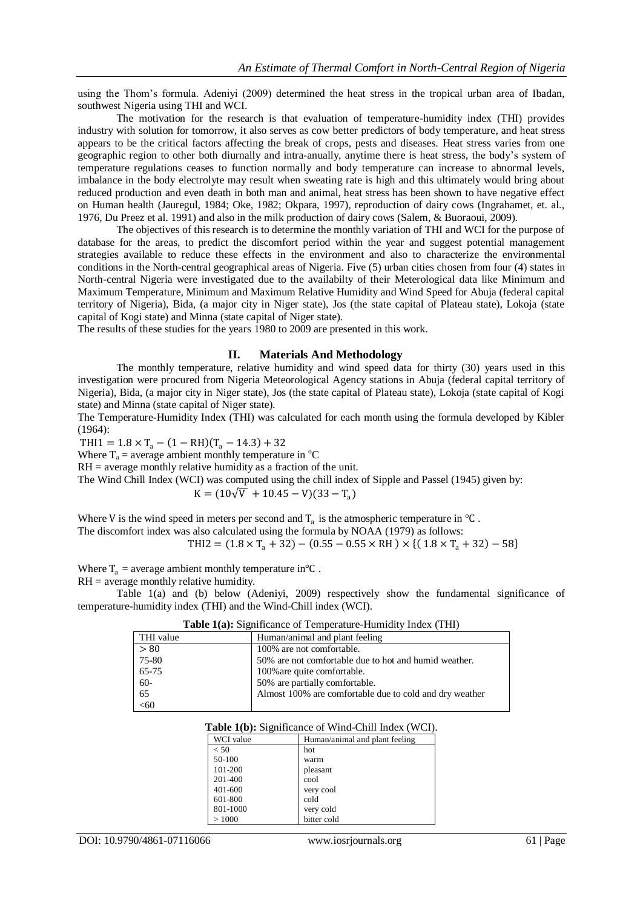using the Thom's formula. Adeniyi (2009) determined the heat stress in the tropical urban area of Ibadan, southwest Nigeria using THI and WCI.

The motivation for the research is that evaluation of temperature-humidity index (THI) provides industry with solution for tomorrow, it also serves as cow better predictors of body temperature, and heat stress appears to be the critical factors affecting the break of crops, pests and diseases. Heat stress varies from one geographic region to other both diurnally and intra-anually, anytime there is heat stress, the body's system of temperature regulations ceases to function normally and body temperature can increase to abnormal levels, imbalance in the body electrolyte may result when sweating rate is high and this ultimately would bring about reduced production and even death in both man and animal, heat stress has been shown to have negative effect on Human health (Jauregul, 1984; Oke, 1982; Okpara, 1997), reproduction of dairy cows (Ingrahamet, et. al., 1976, Du Preez et al. 1991) and also in the milk production of dairy cows (Salem, & Buoraoui, 2009).

The objectives of this research is to determine the monthly variation of THI and WCI for the purpose of database for the areas, to predict the discomfort period within the year and suggest potential management strategies available to reduce these effects in the environment and also to characterize the environmental conditions in the North-central geographical areas of Nigeria. Five (5) urban cities chosen from four (4) states in North-central Nigeria were investigated due to the availabilty of their Meterological data like Minimum and Maximum Temperature, Minimum and Maximum Relative Humidity and Wind Speed for Abuja (federal capital territory of Nigeria), Bida, (a major city in Niger state), Jos (the state capital of Plateau state), Lokoja (state capital of Kogi state) and Minna (state capital of Niger state).

The results of these studies for the years 1980 to 2009 are presented in this work.

## II. Materials And Methodology

The monthly temperature, relative humidity and wind speed data for thirty (30) years used in this investigation were procured from Nigeria Meteorological Agency stations in Abuja (federal capital territory of Nigeria), Bida, (a major city in Niger state), Jos (the state capital of Plateau state), Lokoja (state capital of Kogi state) and Minna (state capital of Niger state).

The Temperature-Humidity Index (THI) was calculated for each month using the formula developed by Kibler (1964):

$$\text{THI1} = 1.8 \times T_a - (1 - RH)(T_a - 14.3) + 32$$

Where $T_a$ = average ambient monthly temperature in $^oC$

RH = average monthly relative humidity as a fraction of the unit.

The Wind Chill Index (WCI) was computed using the chill index of Sipple and Passel (1945) given by:

$$K = (10\sqrt{V} + 10.45 - V)(33 - T_a)$$

Where V is the wind speed in meters per second and $T_a$ is the atmospheric temperature in ℃.

The discomfort index was also calculated using the formula by NOAA (1979) as follows:

$$\text{THI2} = (1.8 \times T_a + 32) - (0.55 - 0.55 \times RH) \times \{(1.8 \times T_a + 32) - 58\}$$

Where $T_a$ = average ambient monthly temperature in℃.

RH = average monthly relative humidity.

Table 1(a) and (b) below (Adeniyi, 2009) respectively show the fundamental significance of temperature-humidity index (THI) and the Wind-Chill index (WCI).

**Table 1(a):** Significance of Temperature-Humidity Index (THI)

| THI value | Human/animal and plant feeling |
|---|---|
| > 80 | 100% are not comfortable. |
| 75-80 | 50% are not comfortable due to hot and humid weather. |
| 65-75 | 100%are quite comfortable. |
| 60- | 50% are partially comfortable. |
| 65 | Almost 100% are comfortable due to cold and dry weather |
| <60 | |

**Table 1(b):** Significance of Wind-Chill Index (WCI).

| WCI value | Human/animal and plant feeling |
|---|---|
| < 50 | hot |
| 50-100 | warm |
| 101-200 | pleasant |
| 201-400 | cool |
| 401-600 | very cool |
| 601-800 | cold |
| 801-1000 | very cold |
| > 1000 | bitter cold |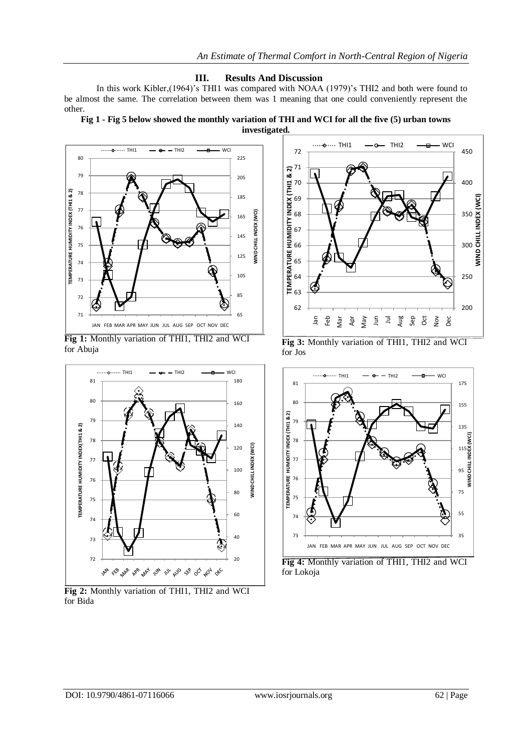## III. Results And Discussion

In this work Kibler,(1964)'s THI1 was compared with NOAA (1979)'s THI2 and both were found to be almost the same. The correlation between them was 1 meaning that one could conveniently represent the other.

**Fig 1 - Fig 5 below showed the monthly variation of THI and WCI for all the five (5) urban towns investigated.**

**Fig 1:** Monthly variation of THI1, THI2 and WCI for Abuja

**Fig 2:** Monthly variation of THI1, THI2 and WCI for Bida

**Fig 3:** Monthly variation of THI1, THI2 and WCI for Jos

**Fig 4:** Monthly variation of THI1, THI2 and WCI for Lokoja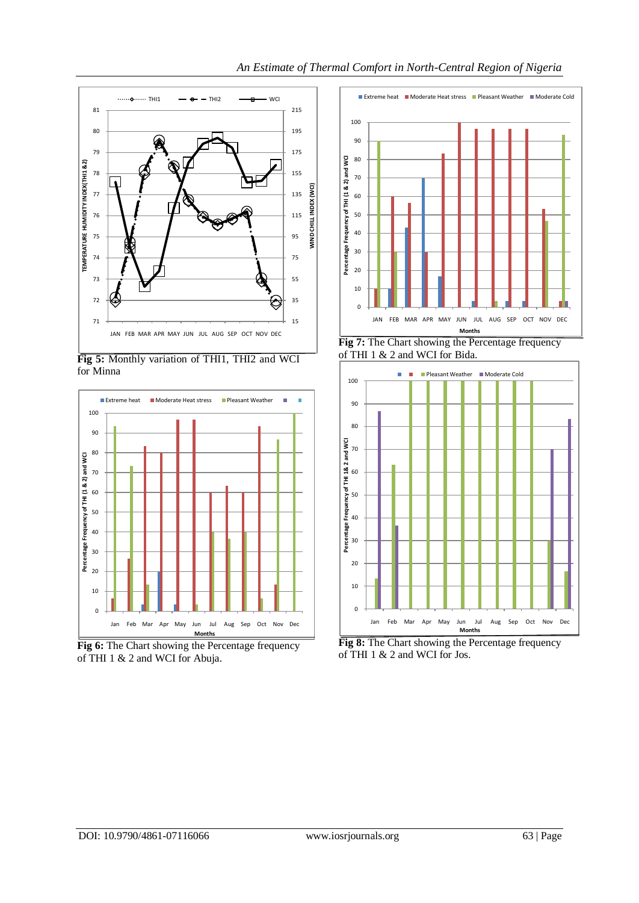**Fig 5:** Monthly variation of THI1, THI2 and WCI for Minna

**Fig 6:** The Chart showing the Percentage frequency of THI 1 & 2 and WCI for Abuja.

**Fig 7:** The Chart showing the Percentage frequency of THI 1 & 2 and WCI for Bida.

**Fig 8:** The Chart showing the Percentage frequency of THI 1 & 2 and WCI for Jos.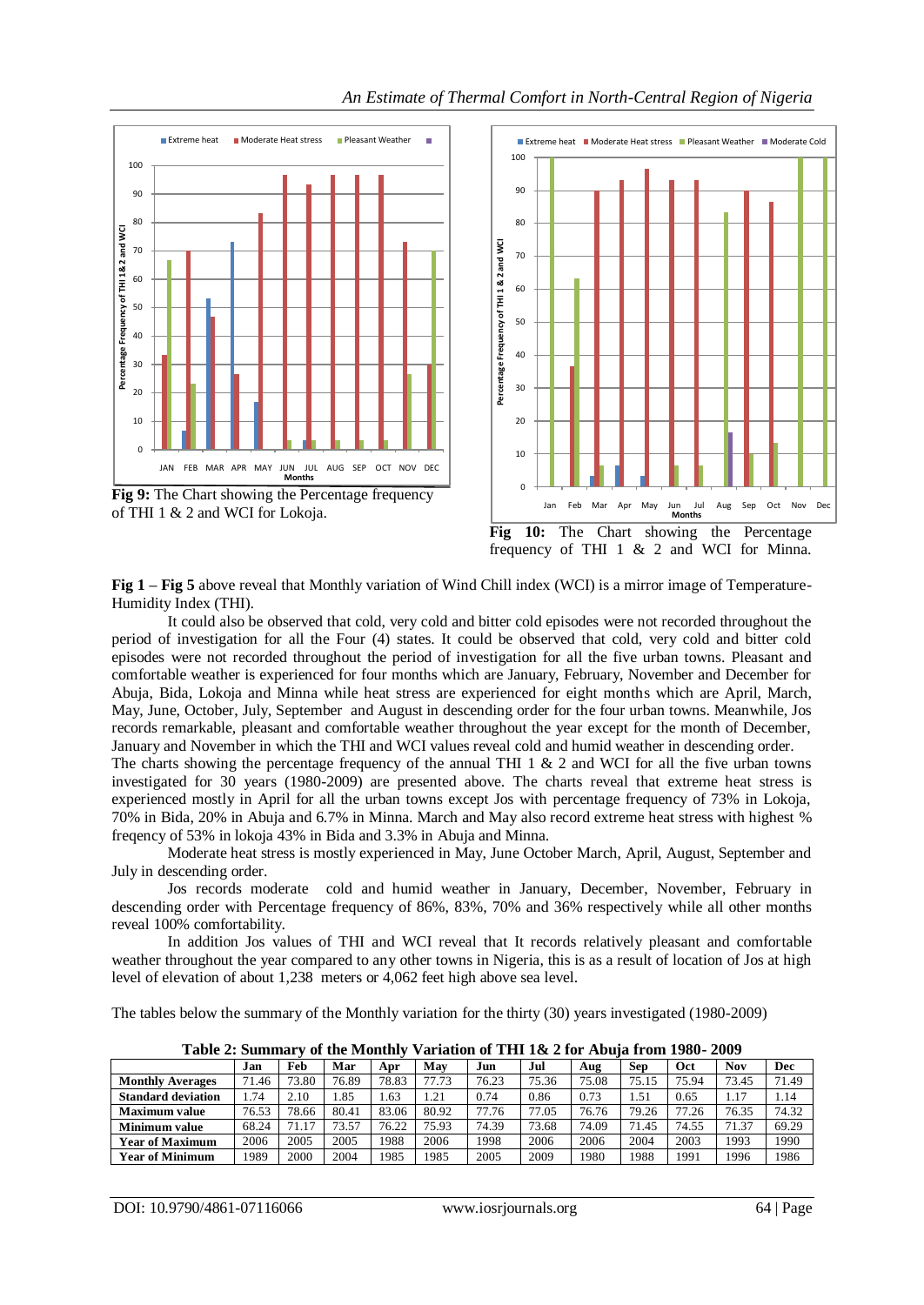**Fig 9:** The Chart showing the Percentage frequency of THI 1 & 2 and WCI for Lokoja.

**Fig 10:** The Chart showing the Percentage frequency of THI 1 & 2 and WCI for Minna.

**Fig 1 – Fig 5** above reveal that Monthly variation of Wind Chill index (WCI) is a mirror image of Temperature-Humidity Index (THI).

It could also be observed that cold, very cold and bitter cold episodes were not recorded throughout the period of investigation for all the Four (4) states. It could be observed that cold, very cold and bitter cold episodes were not recorded throughout the period of investigation for all the five urban towns. Pleasant and comfortable weather is experienced for four months which are January, February, November and December for Abuja, Bida, Lokoja and Minna while heat stress are experienced for eight months which are April, March, May, June, October, July, September and August in descending order for the four urban towns. Meanwhile, Jos records remarkable, pleasant and comfortable weather throughout the year except for the month of December, January and November in which the THI and WCI values reveal cold and humid weather in descending order.

The charts showing the percentage frequency of the annual THI 1 & 2 and WCI for all the five urban towns investigated for 30 years (1980-2009) are presented above. The charts reveal that extreme heat stress is experienced mostly in April for all the urban towns except Jos with percentage frequency of 73% in Lokoja, 70% in Bida, 20% in Abuja and 6.7% in Minna. March and May also record extreme heat stress with highest % freqency of 53% in lokoja 43% in Bida and 3.3% in Abuja and Minna.

Moderate heat stress is mostly experienced in May, June October March, April, August, September and July in descending order.

Jos records moderate cold and humid weather in January, December, November, February in descending order with Percentage frequency of 86%, 83%, 70% and 36% respectively while all other months reveal 100% comfortability.

In addition Jos values of THI and WCI reveal that It records relatively pleasant and comfortable weather throughout the year compared to any other towns in Nigeria, this is as a result of location of Jos at high level of elevation of about 1,238 meters or 4,062 feet high above sea level.

The tables below the summary of the Monthly variation for the thirty (30) years investigated (1980-2009)

**Table 2: Summary of the Monthly Variation of THI 1& 2 for Abuja from 1980- 2009**

| | Jan | Feb | Mar | Apr | May | Jun | Jul | Aug | Sep | Oct | Nov | Dec |
|---|---|---|---|---|---|---|---|---|---|---|---|---|
| **Monthly Averages** | 71.46 | 73.80 | 76.89 | 78.83 | 77.73 | 76.23 | 75.36 | 75.08 | 75.15 | 75.94 | 73.45 | 71.49 |
| **Standard deviation** | 1.74 | 2.10 | 1.85 | 1.63 | 1.21 | 0.74 | 0.86 | 0.73 | 1.51 | 0.65 | 1.17 | 1.14 |
| **Maximum value** | 76.53 | 78.66 | 80.41 | 83.06 | 80.92 | 77.76 | 77.05 | 76.76 | 79.26 | 77.26 | 76.35 | 74.32 |
| **Minimum value** | 68.24 | 71.17 | 73.57 | 76.22 | 75.93 | 74.39 | 73.68 | 74.09 | 71.45 | 74.55 | 71.37 | 69.29 |
| **Year of Maximum** | 2006 | 2005 | 2005 | 1988 | 2006 | 1998 | 2006 | 2006 | 2004 | 2003 | 1993 | 1990 |
| **Year of Minimum** | 1989 | 2000 | 2004 | 1985 | 1985 | 2005 | 2009 | 1980 | 1988 | 1991 | 1996 | 1986 |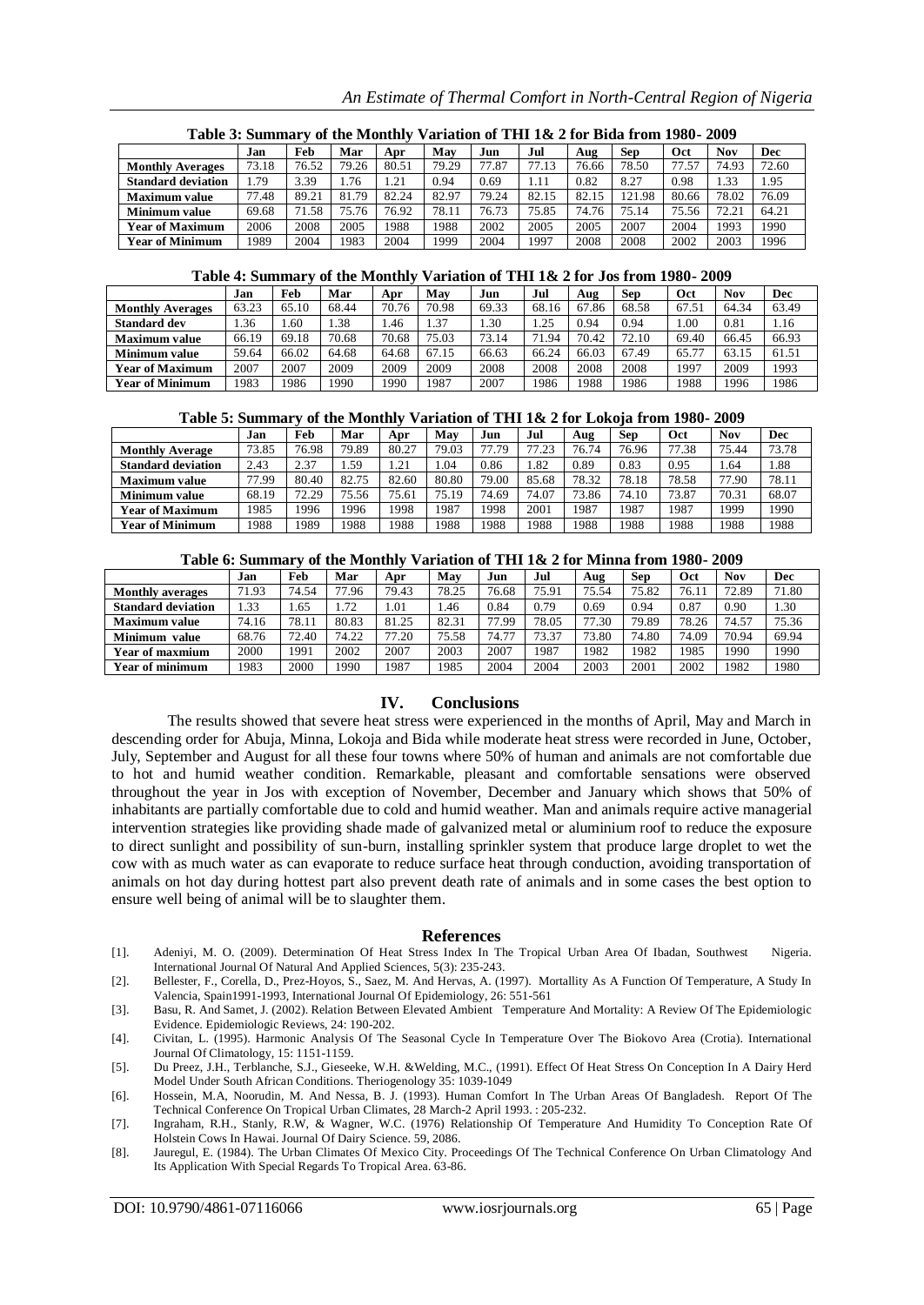**Table 3: Summary of the Monthly Variation of THI 1& 2 for Bida from 1980- 2009**

| | Jan | Feb | Mar | Apr | May | Jun | Jul | Aug | Sep | Oct | Nov | Dec |
|---|---|---|---|---|---|---|---|---|---|---|---|---|
| **Monthly Averages** | 73.18 | 76.52 | 79.26 | 80.51 | 79.29 | 77.87 | 77.13 | 76.66 | 78.50 | 77.57 | 74.93 | 72.60 |
| **Standard deviation** | 1.79 | 3.39 | 1.76 | 1.21 | 0.94 | 0.69 | 1.11 | 0.82 | 8.27 | 0.98 | 1.33 | 1.95 |
| **Maximum value** | 77.48 | 89.21 | 81.79 | 82.24 | 82.97 | 79.24 | 82.15 | 82.15 | 121.98 | 80.66 | 78.02 | 76.09 |
| **Minimum value** | 69.68 | 71.58 | 75.76 | 76.92 | 78.11 | 76.73 | 75.85 | 74.76 | 75.14 | 75.56 | 72.21 | 64.21 |
| **Year of Maximum** | 2006 | 2008 | 2005 | 1988 | 1988 | 2002 | 2005 | 2005 | 2007 | 2004 | 1993 | 1990 |
| **Year of Minimum** | 1989 | 2004 | 1983 | 2004 | 1999 | 2004 | 1997 | 2008 | 2008 | 2002 | 2003 | 1996 |

**Table 4: Summary of the Monthly Variation of THI 1& 2 for Jos from 1980- 2009**

| | Jan | Feb | Mar | Apr | May | Jun | Jul | Aug | Sep | Oct | Nov | Dec |
|---|---|---|---|---|---|---|---|---|---|---|---|---|
| **Monthly Averages** | 63.23 | 65.10 | 68.44 | 70.76 | 70.98 | 69.33 | 68.16 | 67.86 | 68.58 | 67.51 | 64.34 | 63.49 |
| **Standard dev** | 1.36 | 1.60 | 1.38 | 1.46 | 1.37 | 1.30 | 1.25 | 0.94 | 0.94 | 1.00 | 0.81 | 1.16 |
| **Maximum value** | 66.19 | 69.18 | 70.68 | 70.68 | 75.03 | 73.14 | 71.94 | 70.42 | 72.10 | 69.40 | 66.45 | 66.93 |
| **Minimum value** | 59.64 | 66.02 | 64.68 | 64.68 | 67.15 | 66.63 | 66.24 | 66.03 | 67.49 | 65.77 | 63.15 | 61.51 |
| **Year of Maximum** | 2007 | 2007 | 2009 | 2009 | 2009 | 2008 | 2008 | 2008 | 2008 | 1997 | 2009 | 1993 |
| **Year of Minimum** | 1983 | 1986 | 1990 | 1990 | 1987 | 2007 | 1986 | 1988 | 1986 | 1988 | 1996 | 1986 |

**Table 5: Summary of the Monthly Variation of THI 1& 2 for Lokoja from 1980- 2009**

| | Jan | Feb | Mar | Apr | May | Jun | Jul | Aug | Sep | Oct | Nov | Dec |
|---|---|---|---|---|---|---|---|---|---|---|---|---|
| **Monthly Average** | 73.85 | 76.98 | 79.89 | 80.27 | 79.03 | 77.79 | 77.23 | 76.74 | 76.96 | 77.38 | 75.44 | 73.78 |
| **Standard deviation** | 2.43 | 2.37 | 1.59 | 1.21 | 1.04 | 0.86 | 1.82 | 0.89 | 0.83 | 0.95 | 1.64 | 1.88 |
| **Maximum value** | 77.99 | 80.40 | 82.75 | 82.60 | 80.80 | 79.00 | 85.68 | 78.32 | 78.18 | 78.58 | 77.90 | 78.11 |
| **Minimum value** | 68.19 | 72.29 | 75.56 | 75.61 | 75.19 | 74.69 | 74.07 | 73.86 | 74.10 | 73.87 | 70.31 | 68.07 |
| **Year of Maximum** | 1985 | 1996 | 1996 | 1998 | 1987 | 1998 | 2001 | 1987 | 1987 | 1987 | 1999 | 1990 |
| **Year of Minimum** | 1988 | 1989 | 1988 | 1988 | 1988 | 1988 | 1988 | 1988 | 1988 | 1988 | 1988 | 1988 |

**Table 6: Summary of the Monthly Variation of THI 1& 2 for Minna from 1980- 2009**

| | Jan | Feb | Mar | Apr | May | Jun | Jul | Aug | Sep | Oct | Nov | Dec |
|---|---|---|---|---|---|---|---|---|---|---|---|---|
| **Monthly averages** | 71.93 | 74.54 | 77.96 | 79.43 | 78.25 | 76.68 | 75.91 | 75.54 | 75.82 | 76.11 | 72.89 | 71.80 |
| **Standard deviation** | 1.33 | 1.65 | 1.72 | 1.01 | 1.46 | 0.84 | 0.79 | 0.69 | 0.94 | 0.87 | 0.90 | 1.30 |
| **Maximum value** | 74.16 | 78.11 | 80.83 | 81.25 | 82.31 | 77.99 | 78.05 | 77.30 | 79.89 | 78.26 | 74.57 | 75.36 |
| **Minimum value** | 68.76 | 72.40 | 74.22 | 77.20 | 75.58 | 74.77 | 73.37 | 73.80 | 74.80 | 74.09 | 70.94 | 69.94 |
| **Year of maxmium** | 2000 | 1991 | 2002 | 2007 | 2003 | 2007 | 1987 | 1982 | 1982 | 1985 | 1990 | 1990 |
| **Year of minimum** | 1983 | 2000 | 1990 | 1987 | 1985 | 2004 | 2004 | 2003 | 2001 | 2002 | 1982 | 1980 |

## IV. Conclusions

The results showed that severe heat stress were experienced in the months of April, May and March in descending order for Abuja, Minna, Lokoja and Bida while moderate heat stress were recorded in June, October, July, September and August for all these four towns where 50% of human and animals are not comfortable due to hot and humid weather condition. Remarkable, pleasant and comfortable sensations were observed throughout the year in Jos with exception of November, December and January which shows that 50% of inhabitants are partially comfortable due to cold and humid weather. Man and animals require active managerial intervention strategies like providing shade made of galvanized metal or aluminium roof to reduce the exposure to direct sunlight and possibility of sun-burn, installing sprinkler system that produce large droplet to wet the cow with as much water as can evaporate to reduce surface heat through conduction, avoiding transportation of animals on hot day during hottest part also prevent death rate of animals and in some cases the best option to ensure well being of animal will be to slaughter them.

## References

[1]. Adeniyi, M. O. (2009). Determination Of Heat Stress Index In The Tropical Urban Area Of Ibadan, Southwest Nigeria. International Journal Of Natural And Applied Sciences, 5(3): 235-243.

[2]. Bellester, F., Corella, D., Prez-Hoyos, S., Saez, M. And Hervas, A. (1997). Mortallity As A Function Of Temperature, A Study In Valencia, Spain1991-1993, International Journal Of Epidemiology, 26: 551-561

[3]. Basu, R. And Samet, J. (2002). Relation Between Elevated Ambient Temperature And Mortality: A Review Of The Epidemiologic Evidence. Epidemiologic Reviews, 24: 190-202.

[4]. Civitan, L. (1995). Harmonic Analysis Of The Seasonal Cycle In Temperature Over The Biokovo Area (Crotia). International Journal Of Climatology, 15: 1151-1159.

[5]. Du Preez, J.H., Terblanche, S.J., Gieseeke, W.H. &Welding, M.C., (1991). Effect Of Heat Stress On Conception In A Dairy Herd Model Under South African Conditions. Theriogenology 35: 1039-1049

[6]. Hossein, M.A, Noorudin, M. And Nessa, B. J. (1993). Human Comfort In The Urban Areas Of Bangladesh. Report Of The Technical Conference On Tropical Urban Climates, 28 March-2 April 1993. : 205-232.

[7]. Ingraham, R.H., Stanly, R.W, & Wagner, W.C. (1976) Relationship Of Temperature And Humidity To Conception Rate Of Holstein Cows In Hawai. Journal Of Dairy Science. 59, 2086.

[8]. Jauregul, E. (1984). The Urban Climates Of Mexico City. Proceedings Of The Technical Conference On Urban Climatology And Its Application With Special Regards To Tropical Area. 63-86.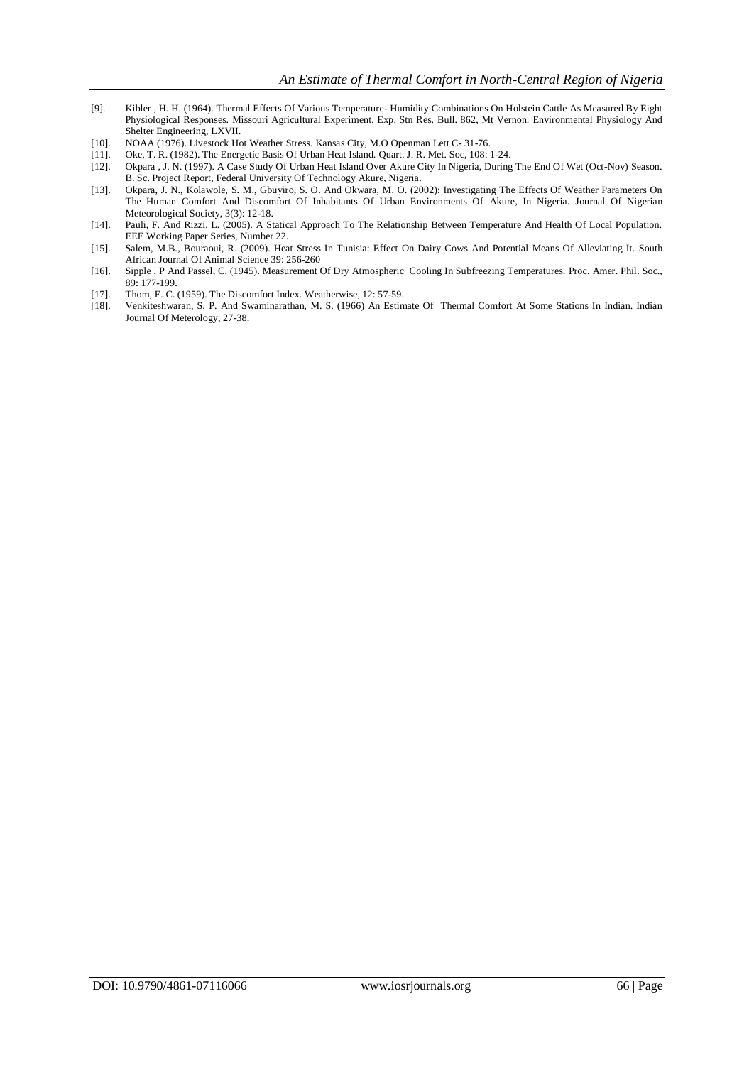[9]. Kibler , H. H. (1964). Thermal Effects Of Various Temperature- Humidity Combinations On Holstein Cattle As Measured By Eight Physiological Responses. Missouri Agricultural Experiment, Exp. Stn Res. Bull. 862, Mt Vernon. Environmental Physiology And Shelter Engineering, LXVII.

[10]. NOAA (1976). Livestock Hot Weather Stress. Kansas City, M.O Openman Lett C- 31-76.

[11]. Oke, T. R. (1982). The Energetic Basis Of Urban Heat Island. Quart. J. R. Met. Soc, 108: 1-24.

[12]. Okpara , J. N. (1997). A Case Study Of Urban Heat Island Over Akure City In Nigeria, During The End Of Wet (Oct-Nov) Season. B. Sc. Project Report, Federal University Of Technology Akure, Nigeria.

[13]. Okpara, J. N., Kolawole, S. M., Gbuyiro, S. O. And Okwara, M. O. (2002): Investigating The Effects Of Weather Parameters On The Human Comfort And Discomfort Of Inhabitants Of Urban Environments Of Akure, In Nigeria. Journal Of Nigerian Meteorological Society, 3(3): 12-18.

[14]. Pauli, F. And Rizzi, L. (2005). A Statical Approach To The Relationship Between Temperature And Health Of Local Population. EEE Working Paper Series, Number 22.

[15]. Salem, M.B., Bouraoui, R. (2009). Heat Stress In Tunisia: Effect On Dairy Cows And Potential Means Of Alleviating It. South African Journal Of Animal Science 39: 256-260

[16]. Sipple , P And Passel, C. (1945). Measurement Of Dry Atmospheric Cooling In Subfreezing Temperatures. Proc. Amer. Phil. Soc., 89: 177-199.

[17]. Thom, E. C. (1959). The Discomfort Index. Weatherwise, 12: 57-59.

[18]. Venkiteshwaran, S. P. And Swaminarathan, M. S. (1966) An Estimate Of Thermal Comfort At Some Stations In Indian. Indian Journal Of Meterology, 27-38.